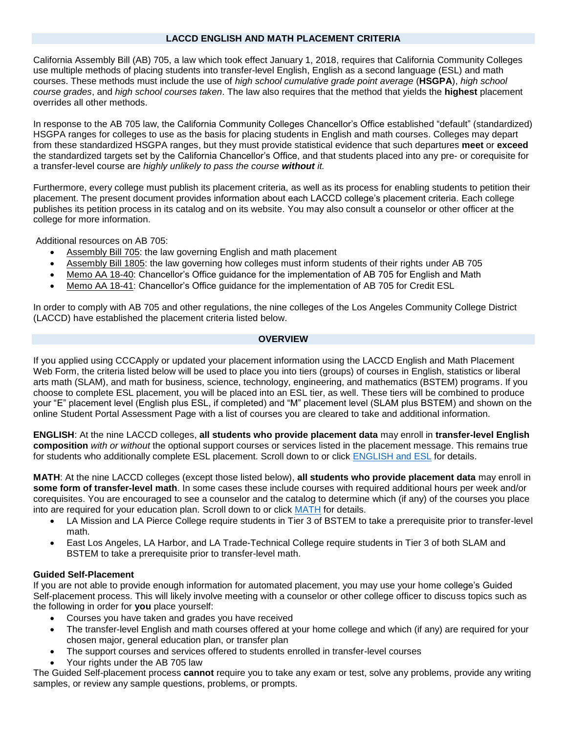## LACCD ENGLISH AND MATH PLACEMENT CRITERIA

California Assembly Bill (AB) 705, a law which took effect January 1, 2018, requires that California Community Colleges use multiple methods of placing students into transfer-level English, English as a second language (ESL) and math courses. These methods must include the use of *high school cumulative grade point average* (**HSGPA**), *high school course grades*, and *high school courses taken*. The law also requires that the method that yields the **highest** placement overrides all other methods.

In response to the AB 705 law, the California Community Colleges Chancellor's Office established "default" (standardized) HSGPA ranges for colleges to use as the basis for placing students in English and math courses. Colleges may depart from these standardized HSGPA ranges, but they must provide statistical evidence that such departures **meet** or **exceed** the standardized targets set by the California Chancellor's Office, and that students placed into any pre- or corequisite for a transfer-level course are *highly unlikely to pass the course **without** it.*

Furthermore, every college must publish its placement criteria, as well as its process for enabling students to petition their placement. The present document provides information about each LACCD college's placement criteria. Each college publishes its petition process in its catalog and on its website. You may also consult a counselor or other officer at the college for more information.

Additional resources on AB 705:

- Assembly Bill 705: the law governing English and math placement
- Assembly Bill 1805: the law governing how colleges must inform students of their rights under AB 705
- Memo AA 18-40: Chancellor's Office guidance for the implementation of AB 705 for English and Math
- Memo AA 18-41: Chancellor's Office guidance for the implementation of AB 705 for Credit ESL

In order to comply with AB 705 and other regulations, the nine colleges of the Los Angeles Community College District (LACCD) have established the placement criteria listed below.

## OVERVIEW

If you applied using CCCApply or updated your placement information using the LACCD English and Math Placement Web Form, the criteria listed below will be used to place you into tiers (groups) of courses in English, statistics or liberal arts math (SLAM), and math for business, science, technology, engineering, and mathematics (BSTEM) programs. If you choose to complete ESL placement, you will be placed into an ESL tier, as well. These tiers will be combined to produce your "E" placement level (English plus ESL, if completed) and "M" placement level (SLAM plus BSTEM) and shown on the online Student Portal Assessment Page with a list of courses you are cleared to take and additional information.

**ENGLISH**: At the nine LACCD colleges, **all students who provide placement data** may enroll in **transfer-level English composition** *with or without* the optional support courses or services listed in the placement message. This remains true for students who additionally complete ESL placement. Scroll down to or click ENGLISH and ESL for details.

**MATH**: At the nine LACCD colleges (except those listed below), **all students who provide placement data** may enroll in **some form of transfer-level math**. In some cases these include courses with required additional hours per week and/or corequisites. You are encouraged to see a counselor and the catalog to determine which (if any) of the courses you place into are required for your education plan. Scroll down to or click MATH for details.

- LA Mission and LA Pierce College require students in Tier 3 of BSTEM to take a prerequisite prior to transfer-level math.
- East Los Angeles, LA Harbor, and LA Trade-Technical College require students in Tier 3 of both SLAM and BSTEM to take a prerequisite prior to transfer-level math.

**Guided Self-Placement**

If you are not able to provide enough information for automated placement, you may use your home college's Guided Self-placement process. This will likely involve meeting with a counselor or other college officer to discuss topics such as the following in order for **you** place yourself:

- Courses you have taken and grades you have received
- The transfer-level English and math courses offered at your home college and which (if any) are required for your chosen major, general education plan, or transfer plan
- The support courses and services offered to students enrolled in transfer-level courses
- Your rights under the AB 705 law

The Guided Self-placement process **cannot** require you to take any exam or test, solve any problems, provide any writing samples, or review any sample questions, problems, or prompts.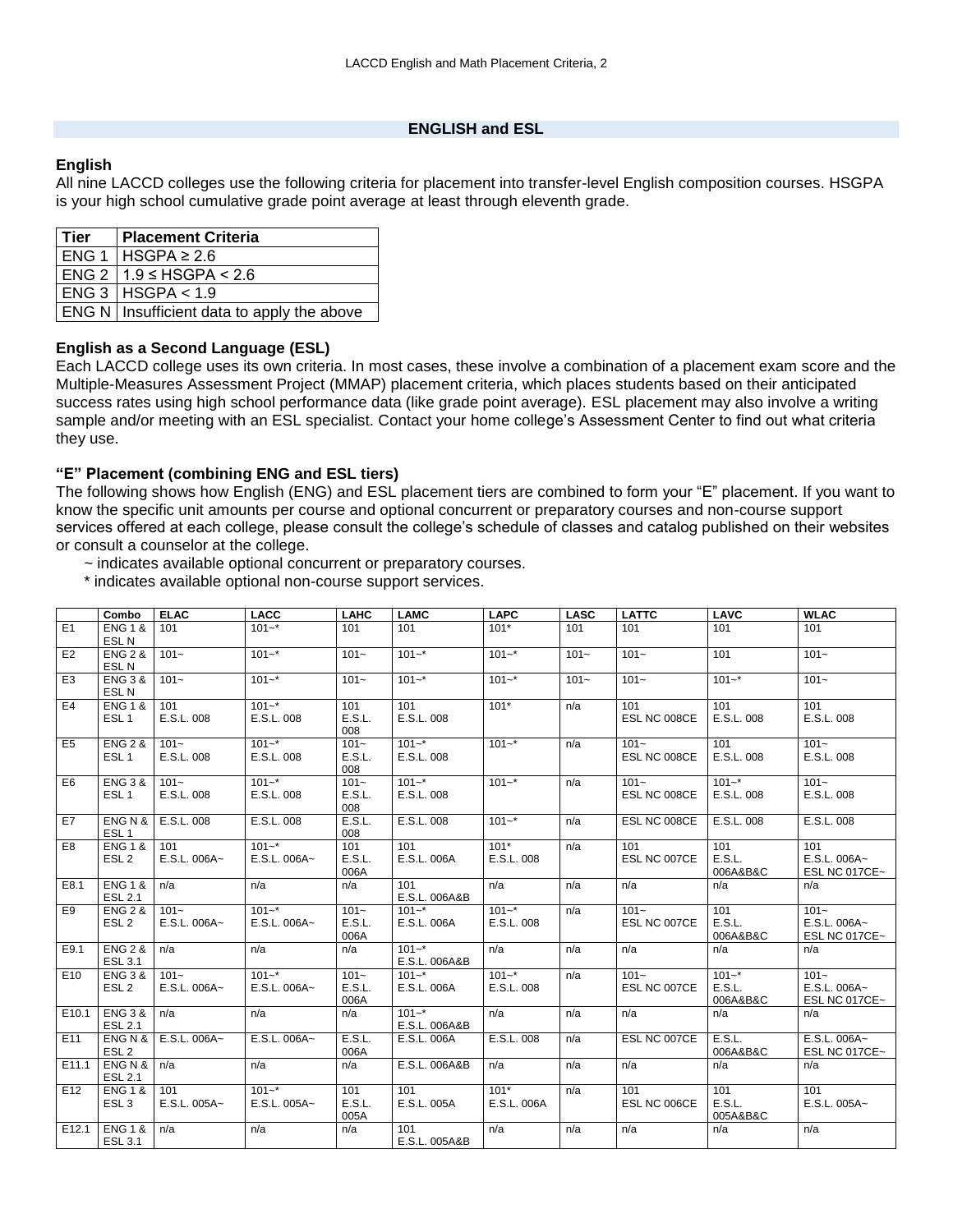## ENGLISH and ESL

### English

All nine LACCD colleges use the following criteria for placement into transfer-level English composition courses. HSGPA is your high school cumulative grade point average at least through eleventh grade.

| Tier | Placement Criteria |
|---|---|
| ENG 1 | HSGPA ≥ 2.6 |
| ENG 2 | 1.9 ≤ HSGPA < 2.6 |
| ENG 3 | HSGPA < 1.9 |
| ENG N | Insufficient data to apply the above |

### English as a Second Language (ESL)

Each LACCD college uses its own criteria. In most cases, these involve a combination of a placement exam score and the Multiple-Measures Assessment Project (MMAP) placement criteria, which places students based on their anticipated success rates using high school performance data (like grade point average). ESL placement may also involve a writing sample and/or meeting with an ESL specialist. Contact your home college's Assessment Center to find out what criteria they use.

### "E" Placement (combining ENG and ESL tiers)

The following shows how English (ENG) and ESL placement tiers are combined to form your "E" placement. If you want to know the specific unit amounts per course and optional concurrent or preparatory courses and non-course support services offered at each college, please consult the college's schedule of classes and catalog published on their websites or consult a counselor at the college.

- ~ indicates available optional concurrent or preparatory courses.
- * indicates available optional non-course support services.

| | Combo | ELAC | LACC | LAHC | LAMC | LAPC | LASC | LATTC | LAVC | WLAC |
|---|---|---|---|---|---|---|---|---|---|---|
| E1 | ENG 1 & ESL N | 101 | 101~* | 101 | 101 | 101* | 101 | 101 | 101 | 101 |
| E2 | ENG 2 & ESL N | 101~ | 101~* | 101~ | 101~* | 101~* | 101~ | 101~ | 101 | 101~ |
| E3 | ENG 3 & ESL N | 101~ | 101~* | 101~ | 101~* | 101~* | 101~ | 101~ | 101~* | 101~ |
| E4 | ENG 1 & ESL 1 | 101 E.S.L. 008 | 101~* E.S.L. 008 | 101 E.S.L. 008 | 101 E.S.L. 008 | 101* | n/a | 101 ESL NC 008CE | 101 E.S.L. 008 | 101 E.S.L. 008 |
| E5 | ENG 2 & ESL 1 | 101~ E.S.L. 008 | 101~* E.S.L. 008 | 101~ E.S.L. 008 | 101~* E.S.L. 008 | 101~* | n/a | 101~ ESL NC 008CE | 101 E.S.L. 008 | 101~ E.S.L. 008 |
| E6 | ENG 3 & ESL 1 | 101~ E.S.L. 008 | 101~* E.S.L. 008 | 101~ E.S.L. 008 | 101~* E.S.L. 008 | 101~* | n/a | 101~ ESL NC 008CE | 101~* E.S.L. 008 | 101~ E.S.L. 008 |
| E7 | ENG N & ESL 1 | E.S.L. 008 | E.S.L. 008 | E.S.L. 008 | E.S.L. 008 | 101~* | n/a | ESL NC 008CE | E.S.L. 008 | E.S.L. 008 |
| E8 | ENG 1 & ESL 2 | 101 E.S.L. 006A~ | 101~* E.S.L. 006A~ | 101 E.S.L. 006A | 101 E.S.L. 006A | 101* E.S.L. 008 | n/a | 101 ESL NC 007CE | 101 E.S.L. 006A&B&C | 101 E.S.L. 006A~ ESL NC 017CE~ |
| E8.1 | ENG 1 & ESL 2.1 | n/a | n/a | n/a | 101 E.S.L. 006A&B | n/a | n/a | n/a | n/a | n/a |
| E9 | ENG 2 & ESL 2 | 101~ E.S.L. 006A~ | 101~* E.S.L. 006A~ | 101~ E.S.L. 006A | 101~* E.S.L. 006A | 101~* E.S.L. 008 | n/a | 101~ ESL NC 007CE | 101 E.S.L. 006A&B&C | 101~ E.S.L. 006A~ ESL NC 017CE~ |
| E9.1 | ENG 2 & ESL 3.1 | n/a | n/a | n/a | 101~* E.S.L. 006A&B | n/a | n/a | n/a | n/a | n/a |
| E10 | ENG 3 & ESL 2 | 101~ E.S.L. 006A~ | 101~* E.S.L. 006A~ | 101~ E.S.L. 006A | 101~* E.S.L. 006A | 101~* E.S.L. 008 | n/a | 101~ ESL NC 007CE | 101~* E.S.L. 006A&B&C | 101~ E.S.L. 006A~ ESL NC 017CE~ |
| E10.1 | ENG 3 & ESL 2.1 | n/a | n/a | n/a | 101~* E.S.L. 006A&B | n/a | n/a | n/a | n/a | n/a |
| E11 | ENG N & ESL 2 | E.S.L. 006A~ | E.S.L. 006A~ | E.S.L. 006A | E.S.L. 006A | E.S.L. 008 | n/a | ESL NC 007CE | E.S.L. 006A&B&C | E.S.L. 006A~ ESL NC 017CE~ |
| E11.1 | ENG N & ESL 2.1 | n/a | n/a | n/a | E.S.L. 006A&B | n/a | n/a | n/a | n/a | n/a |
| E12 | ENG 1 & ESL 3 | 101 E.S.L. 005A~ | 101~* E.S.L. 005A~ | 101 E.S.L. 005A | 101 E.S.L. 005A | 101* E.S.L. 006A | n/a | 101 ESL NC 006CE | 101 E.S.L. 005A&B&C | 101 E.S.L. 005A~ |
| E12.1 | ENG 1 & ESL 3.1 | n/a | n/a | n/a | 101 E.S.L. 005A&B | n/a | n/a | n/a | n/a | n/a |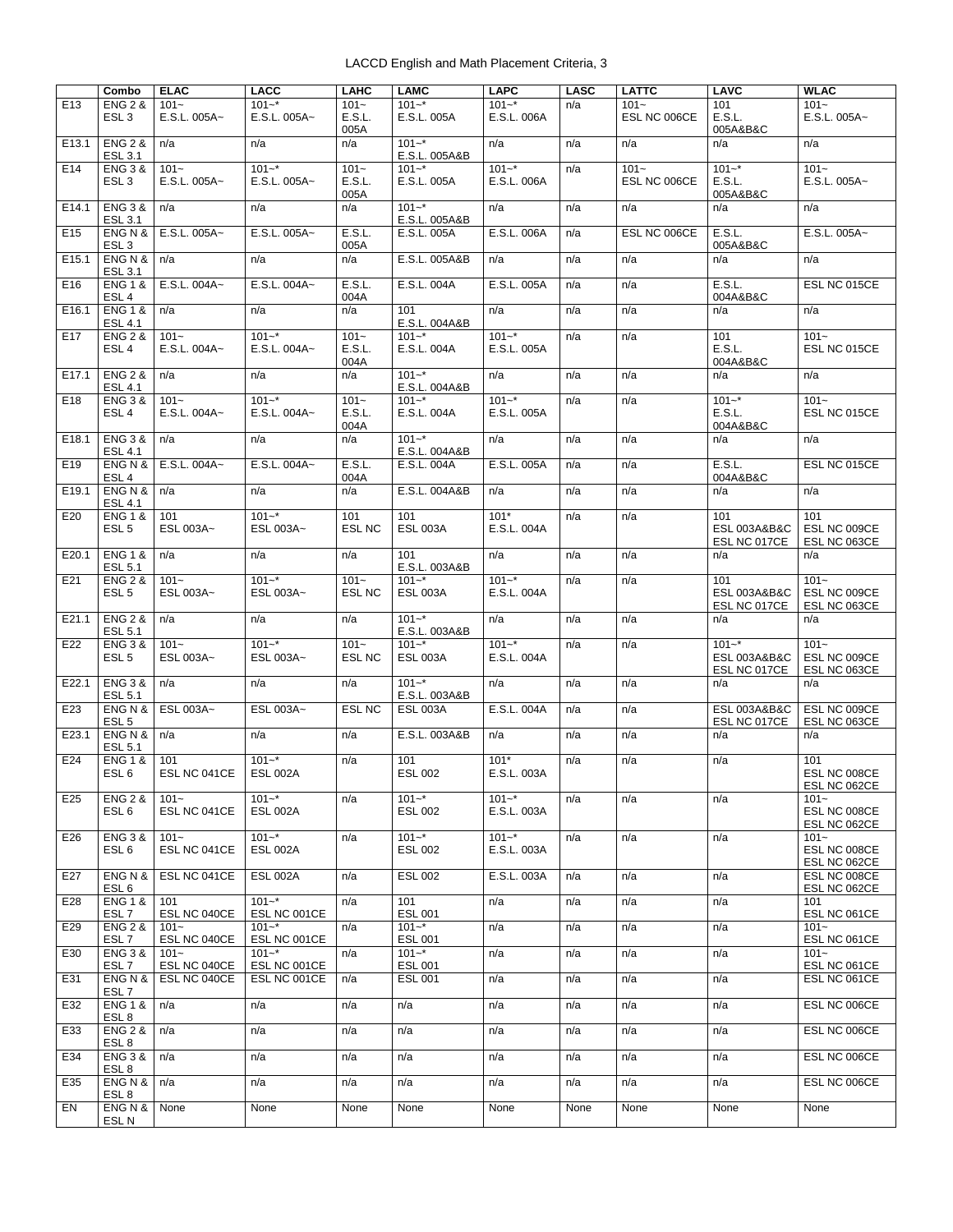| | Combo | ELAC | LACC | LAHC | LAMC | LAPC | LASC | LATTC | LAVC | WLAC |
|---|---|---|---|---|---|---|---|---|---|---|
| E13 | ENG 2 & ESL 3 | 101~ E.S.L. 005A~ | 101~* E.S.L. 005A~ | 101~ E.S.L. 005A | 101~* E.S.L. 005A | 101~* E.S.L. 006A | n/a | 101~ ESL NC 006CE | 101 E.S.L. 005A&B&C | 101~ E.S.L. 005A~ |
| E13.1 | ENG 2 & ESL 3.1 | n/a | n/a | n/a | 101~* E.S.L. 005A&B | n/a | n/a | n/a | n/a | n/a |
| E14 | ENG 3 & ESL 3 | 101~ E.S.L. 005A~ | 101~* E.S.L. 005A~ | 101~ E.S.L. 005A | 101~* E.S.L. 005A | 101~* E.S.L. 006A | n/a | 101~ ESL NC 006CE | 101~* E.S.L. 005A&B&C | 101~ E.S.L. 005A~ |
| E14.1 | ENG 3 & ESL 3.1 | n/a | n/a | n/a | 101~* E.S.L. 005A&B | n/a | n/a | n/a | n/a | n/a |
| E15 | ENG N & ESL 3 | E.S.L. 005A~ | E.S.L. 005A~ | E.S.L. 005A | E.S.L. 005A | E.S.L. 006A | n/a | ESL NC 006CE | E.S.L. 005A&B&C | E.S.L. 005A~ |
| E15.1 | ENG N & ESL 3.1 | n/a | n/a | n/a | E.S.L. 005A&B | n/a | n/a | n/a | n/a | n/a |
| E16 | ENG 1 & ESL 4 | E.S.L. 004A~ | E.S.L. 004A~ | E.S.L. 004A | E.S.L. 004A | E.S.L. 005A | n/a | n/a | E.S.L. 004A&B&C | ESL NC 015CE |
| E16.1 | ENG 1 & ESL 4.1 | n/a | n/a | n/a | 101 E.S.L. 004A&B | n/a | n/a | n/a | n/a | n/a |
| E17 | ENG 2 & ESL 4 | 101~ E.S.L. 004A~ | 101~* E.S.L. 004A~ | 101~ E.S.L. 004A | 101~* E.S.L. 004A | 101~* E.S.L. 005A | n/a | n/a | 101 E.S.L. 004A&B&C | 101~ ESL NC 015CE |
| E17.1 | ENG 2 & ESL 4.1 | n/a | n/a | n/a | 101~* E.S.L. 004A&B | n/a | n/a | n/a | n/a | n/a |
| E18 | ENG 3 & ESL 4 | 101~ E.S.L. 004A~ | 101~* E.S.L. 004A~ | 101~ E.S.L. 004A | 101~* E.S.L. 004A | 101~* E.S.L. 005A | n/a | n/a | 101~* E.S.L. 004A&B&C | 101~ ESL NC 015CE |
| E18.1 | ENG 3 & ESL 4.1 | n/a | n/a | n/a | 101~* E.S.L. 004A&B | n/a | n/a | n/a | n/a | n/a |
| E19 | ENG N & ESL 4 | E.S.L. 004A~ | E.S.L. 004A~ | E.S.L. 004A | E.S.L. 004A | E.S.L. 005A | n/a | n/a | E.S.L. 004A&B&C | ESL NC 015CE |
| E19.1 | ENG N & ESL 4.1 | n/a | n/a | n/a | E.S.L. 004A&B | n/a | n/a | n/a | n/a | n/a |
| E20 | ENG 1 & ESL 5 | 101 ESL 003A~ | 101~* ESL 003A~ | 101 ESL NC | 101 ESL 003A | 101* E.S.L. 004A | n/a | n/a | 101 ESL 003A&B&C ESL NC 017CE | 101 ESL NC 009CE ESL NC 063CE |
| E20.1 | ENG 1 & ESL 5.1 | n/a | n/a | n/a | 101 E.S.L. 003A&B | n/a | n/a | n/a | n/a | n/a |
| E21 | ENG 2 & ESL 5 | 101~ ESL 003A~ | 101~* ESL 003A~ | 101~ ESL NC | 101~* ESL 003A | 101~* E.S.L. 004A | n/a | | 101 ESL 003A&B&C ESL NC 017CE | 101~ ESL NC 009CE ESL NC 063CE |
| E21.1 | ENG 2 & ESL 5.1 | n/a | n/a | n/a | 101~* E.S.L. 003A&B | n/a | n/a | n/a | n/a | n/a |
| E22 | ENG 3 & ESL 5 | 101~ ESL 003A~ | 101~* ESL 003A~ | 101~ ESL NC | 101~* ESL 003A | 101~* E.S.L. 004A | n/a | n/a | 101~* ESL 003A&B&C ESL NC 017CE | 101~ ESL NC 009CE ESL NC 063CE |
| E22.1 | ENG 3 & ESL 5.1 | n/a | n/a | n/a | 101~* E.S.L. 003A&B | n/a | n/a | n/a | n/a | n/a |
| E23 | ENG N & ESL 5 | ESL 003A~ | ESL 003A~ | ESL NC | ESL 003A | E.S.L. 004A | n/a | n/a | ESL 003A&B&C ESL NC 017CE | ESL NC 009CE ESL NC 063CE |
| E23.1 | ENG N & ESL 5.1 | n/a | n/a | n/a | E.S.L. 003A&B | n/a | n/a | n/a | n/a | n/a |
| E24 | ENG 1 & ESL 6 | 101 ESL NC 041CE | 101~* ESL 002A | n/a | 101 ESL 002 | 101* E.S.L. 003A | n/a | n/a | n/a | 101 ESL NC 008CE ESL NC 062CE |
| E25 | ENG 2 & ESL 6 | 101~ ESL NC 041CE | 101~* ESL 002A | n/a | 101~* ESL 002 | 101~* E.S.L. 003A | n/a | n/a | n/a | 101~ ESL NC 008CE ESL NC 062CE |
| E26 | ENG 3 & ESL 6 | 101~ ESL NC 041CE | 101~* ESL 002A | n/a | 101~* ESL 002 | 101~* E.S.L. 003A | n/a | n/a | n/a | 101~ ESL NC 008CE ESL NC 062CE |
| E27 | ENG N & ESL 6 | ESL NC 041CE | ESL 002A | n/a | ESL 002 | E.S.L. 003A | n/a | n/a | n/a | ESL NC 008CE ESL NC 062CE |
| E28 | ENG 1 & ESL 7 | 101 ESL NC 040CE | 101~* ESL NC 001CE | n/a | 101 ESL 001 | n/a | n/a | n/a | n/a | 101 ESL NC 061CE |
| E29 | ENG 2 & ESL 7 | 101~ ESL NC 040CE | 101~* ESL NC 001CE | n/a | 101~* ESL 001 | n/a | n/a | n/a | n/a | 101~ ESL NC 061CE |
| E30 | ENG 3 & ESL 7 | 101~ ESL NC 040CE | 101~* ESL NC 001CE | n/a | 101~* ESL 001 | n/a | n/a | n/a | n/a | 101~ ESL NC 061CE |
| E31 | ENG N & ESL 7 | ESL NC 040CE | ESL NC 001CE | n/a | ESL 001 | n/a | n/a | n/a | n/a | ESL NC 061CE |
| E32 | ENG 1 & ESL 8 | n/a | n/a | n/a | n/a | n/a | n/a | n/a | n/a | ESL NC 006CE |
| E33 | ENG 2 & ESL 8 | n/a | n/a | n/a | n/a | n/a | n/a | n/a | n/a | ESL NC 006CE |
| E34 | ENG 3 & ESL 8 | n/a | n/a | n/a | n/a | n/a | n/a | n/a | n/a | ESL NC 006CE |
| E35 | ENG N & ESL 8 | n/a | n/a | n/a | n/a | n/a | n/a | n/a | n/a | ESL NC 006CE |
| EN | ENG N & ESL N | None | None | None | None | None | None | None | None | None |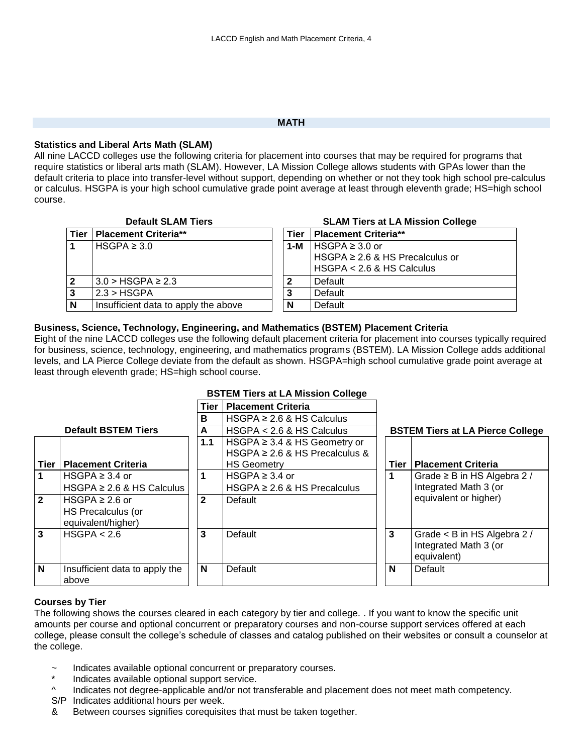## MATH

### Statistics and Liberal Arts Math (SLAM)

All nine LACCD colleges use the following criteria for placement into courses that may be required for programs that require statistics or liberal arts math (SLAM). However, LA Mission College allows students with GPAs lower than the default criteria to place into transfer-level without support, depending on whether or not they took high school pre-calculus or calculus. HSGPA is your high school cumulative grade point average at least through eleventh grade; HS=high school course.

**Default SLAM Tiers**

| Tier | Placement Criteria** |
|---|---|
| 1 | HSGPA ≥ 3.0 |
| 2 | 3.0 > HSGPA ≥ 2.3 |
| 3 | 2.3 > HSGPA |
| N | Insufficient data to apply the above |

**SLAM Tiers at LA Mission College**

| Tier | Placement Criteria** |
|---|---|
| 1-M | HSGPA ≥ 3.0 or<br>HSGPA ≥ 2.6 & HS Precalculus or<br>HSGPA < 2.6 & HS Calculus |
| 2 | Default |
| 3 | Default |
| N | Default |

### Business, Science, Technology, Engineering, and Mathematics (BSTEM) Placement Criteria

Eight of the nine LACCD colleges use the following default placement criteria for placement into courses typically required for business, science, technology, engineering, and mathematics programs (BSTEM). LA Mission College adds additional levels, and LA Pierce College deviate from the default as shown. HSGPA=high school cumulative grade point average at least through eleventh grade; HS=high school course.

**Default BSTEM Tiers**

| Tier | Placement Criteria |
|---|---|
| 1 | HSGPA ≥ 3.4 or<br>HSGPA ≥ 2.6 & HS Calculus |
| 2 | HSGPA ≥ 2.6 or<br>HS Precalculus (or equivalent/higher) |
| 3 | HSGPA < 2.6 |
| N | Insufficient data to apply the above |

**BSTEM Tiers at LA Mission College**

| Tier | Placement Criteria |
|---|---|
| B | HSGPA ≥ 2.6 & HS Calculus |
| A | HSGPA < 2.6 & HS Calculus |
| 1.1 | HSGPA ≥ 3.4 & HS Geometry or<br>HSGPA ≥ 2.6 & HS Precalculus & HS Geometry |
| 1 | HSGPA ≥ 3.4 or<br>HSGPA ≥ 2.6 & HS Precalculus |
| 2 | Default |
| 3 | Default |
| N | Default |

**BSTEM Tiers at LA Pierce College**

| Tier | Placement Criteria |
|---|---|
| 1 | Grade ≥ B in HS Algebra 2 / Integrated Math 3 (or equivalent or higher) |
| 3 | Grade < B in HS Algebra 2 / Integrated Math 3 (or equivalent) |
| N | Default |

### Courses by Tier

The following shows the courses cleared in each category by tier and college. . If you want to know the specific unit amounts per course and optional concurrent or preparatory courses and non-course support services offered at each college, please consult the college's schedule of classes and catalog published on their websites or consult a counselor at the college.

- ~ Indicates available optional concurrent or preparatory courses.
- * Indicates available optional support service.
- ^ Indicates not degree-applicable and/or not transferable and placement does not meet math competency.
- S/P Indicates additional hours per week.
- & Between courses signifies corequisites that must be taken together.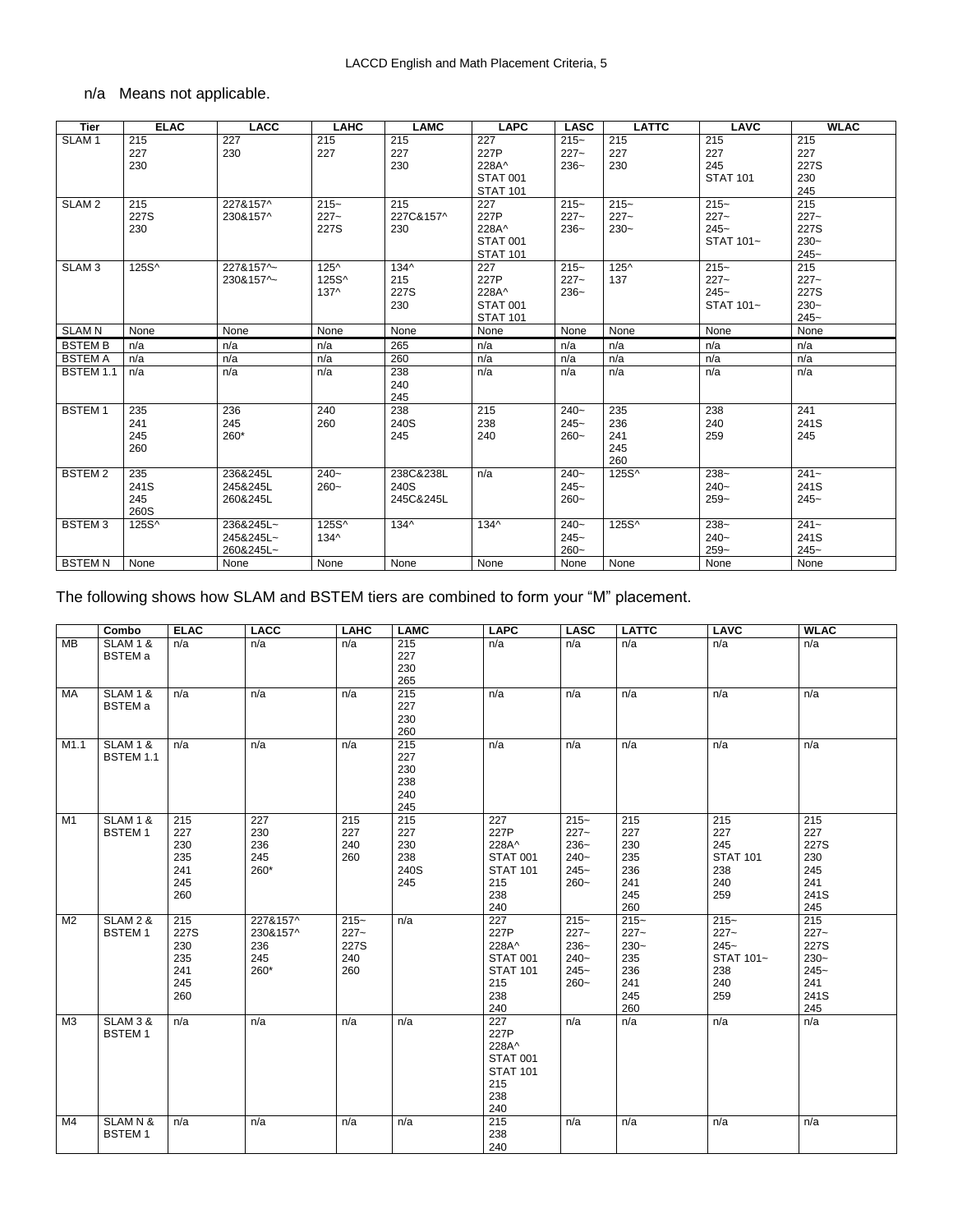n/a  Means not applicable.

| Tier | ELAC | LACC | LAHC | LAMC | LAPC | LASC | LATTC | LAVC | WLAC |
|---|---|---|---|---|---|---|---|---|---|
| SLAM 1 | 215<br>227<br>230 | 227<br>230 | 215<br>227 | 215<br>227<br>230 | 227<br>227P<br>228A^<br>STAT 001<br>STAT 101 | 215~<br>227~<br>236~ | 215<br>227<br>230 | 215<br>227<br>245<br>STAT 101 | 215<br>227<br>227S<br>230<br>245 |
| SLAM 2 | 215<br>227S<br>230 | 227&157^<br>230&157^ | 215~<br>227~<br>227S | 215<br>227C&157^<br>230 | 227<br>227P<br>228A^<br>STAT 001<br>STAT 101 | 215~<br>227~<br>236~ | 215~<br>227~<br>230~ | 215~<br>227~<br>245~<br>STAT 101~ | 215<br>227~<br>227S<br>230~<br>245~ |
| SLAM 3 | 125S^ | 227&157^~<br>230&157^~ | 125^<br>125S^<br>137^ | 134^<br>215<br>227S<br>230 | 227<br>227P<br>228A^<br>STAT 001<br>STAT 101 | 215~<br>227~<br>236~ | 125^<br>137 | 215~<br>227~<br>245~<br>STAT 101~ | 215<br>227~<br>227S<br>230~<br>245~ |
| SLAM N | None | None | None | None | None | None | None | None | None |
| BSTEM B | n/a | n/a | n/a | 265 | n/a | n/a | n/a | n/a | n/a |
| BSTEM A | n/a | n/a | n/a | 260 | n/a | n/a | n/a | n/a | n/a |
| BSTEM 1.1 | n/a | n/a | n/a | 238<br>240<br>245 | n/a | n/a | n/a | n/a | n/a |
| BSTEM 1 | 235<br>241<br>245<br>260 | 236<br>245<br>260* | 240<br>260 | 238<br>240S<br>245 | 215<br>238<br>240 | 240~<br>245~<br>260~ | 235<br>236<br>241<br>245<br>260 | 238<br>240<br>259 | 241<br>241S<br>245 |
| BSTEM 2 | 235<br>241S<br>245<br>260S | 236&245L<br>245&245L<br>260&245L | 240~<br>260~ | 238C&238L<br>240S<br>245C&245L | n/a | 240~<br>245~<br>260~ | 125S^ | 238~<br>240~<br>259~ | 241~<br>241S<br>245~ |
| BSTEM 3 | 125S^ | 236&245L~<br>245&245L~<br>260&245L~ | 125S^<br>134^ | 134^ | 134^ | 240~<br>245~<br>260~ | 125S^ | 238~<br>240~<br>259~ | 241~<br>241S<br>245~ |
| BSTEM N | None | None | None | None | None | None | None | None | None |

The following shows how SLAM and BSTEM tiers are combined to form your "M" placement.

| | Combo | ELAC | LACC | LAHC | LAMC | LAPC | LASC | LATTC | LAVC | WLAC |
|---|---|---|---|---|---|---|---|---|---|---|
| MB | SLAM 1 & BSTEM a | n/a | n/a | n/a | 215<br>227<br>230<br>265 | n/a | n/a | n/a | n/a | n/a |
| MA | SLAM 1 & BSTEM a | n/a | n/a | n/a | 215<br>227<br>230<br>260 | n/a | n/a | n/a | n/a | n/a |
| M1.1 | SLAM 1 & BSTEM 1.1 | n/a | n/a | n/a | 215<br>227<br>230<br>238<br>240<br>245 | n/a | n/a | n/a | n/a | n/a |
| M1 | SLAM 1 & BSTEM 1 | 215<br>227<br>230<br>235<br>241<br>245<br>260 | 227<br>230<br>236<br>245<br>260* | 215<br>227<br>240<br>260 | 215<br>227<br>230<br>238<br>240S<br>245 | 227<br>227P<br>228A^<br>STAT 001<br>STAT 101<br>215<br>238<br>240 | 215~<br>227~<br>236~<br>240~<br>245~<br>260~ | 215<br>227<br>230<br>235<br>236<br>241<br>245<br>260 | 215<br>227<br>245<br>STAT 101<br>238<br>240<br>259 | 215<br>227<br>227S<br>230<br>245<br>241<br>241S<br>245 |
| M2 | SLAM 2 & BSTEM 1 | 215<br>227S<br>230<br>235<br>241<br>245<br>260 | 227&157^<br>230&157^<br>236<br>245<br>260* | 215~<br>227~<br>227S<br>240<br>260 | n/a | 227<br>227P<br>228A^<br>STAT 001<br>STAT 101<br>215<br>238<br>240 | 215~<br>227~<br>236~<br>240~<br>245~<br>260~ | 215~<br>227~<br>230~<br>235<br>236<br>241<br>245<br>260 | 215~<br>227~<br>245~<br>STAT 101~<br>238<br>240<br>259 | 215<br>227~<br>227S<br>230~<br>245~<br>241<br>241S<br>245 |
| M3 | SLAM 3 & BSTEM 1 | n/a | n/a | n/a | n/a | 227<br>227P<br>228A^<br>STAT 001<br>STAT 101<br>215<br>238<br>240 | n/a | n/a | n/a | n/a |
| M4 | SLAM N & BSTEM 1 | n/a | n/a | n/a | n/a | 215<br>238<br>240 | n/a | n/a | n/a | n/a |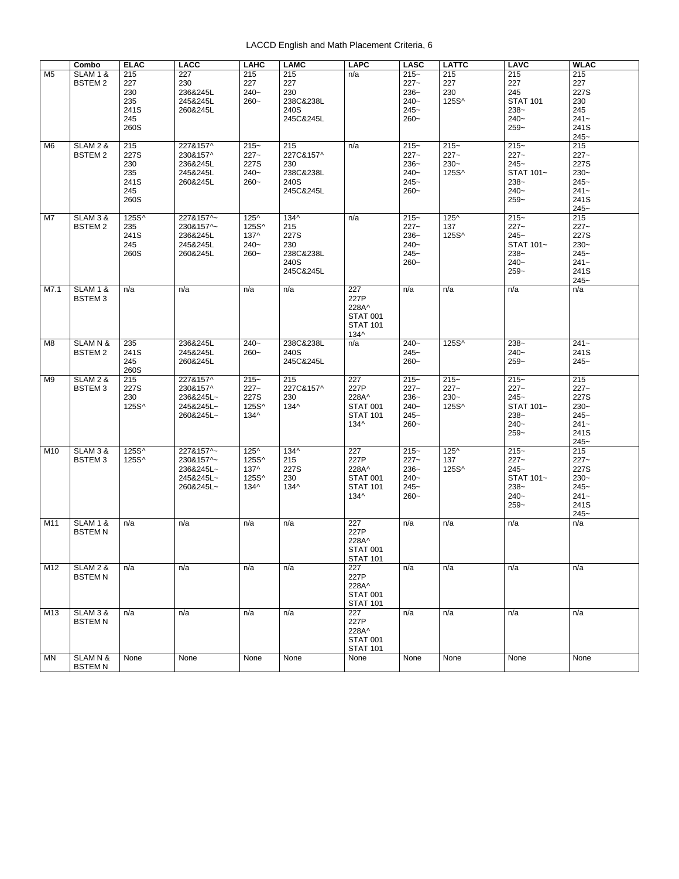LACCD English and Math Placement Criteria, 6

| | Combo | ELAC | LACC | LAHC | LAMC | LAPC | LASC | LATTC | LAVC | WLAC |
|---|---|---|---|---|---|---|---|---|---|---|
| M5 | SLAM 1 & BSTEM 2 | 215<br>227<br>230<br>235<br>241S<br>245<br>260S | 227<br>230<br>236&245L<br>245&245L<br>260&245L | 215<br>227<br>240~<br>260~ | 215<br>227<br>230<br>238C&238L<br>240S<br>245C&245L | n/a | 215~<br>227~<br>236~<br>240~<br>245~<br>260~ | 215<br>227<br>230<br>125S^ | 215<br>227<br>245<br>STAT 101<br>238~<br>240~<br>259~ | 215<br>227<br>227S<br>230<br>245<br>241~<br>241S<br>245~ |
| M6 | SLAM 2 & BSTEM 2 | 215<br>227S<br>230<br>235<br>241S<br>245<br>260S | 227&157^<br>230&157^<br>236&245L<br>245&245L<br>260&245L | 215~<br>227~<br>227S<br>240~<br>260~ | 215<br>227C&157^<br>230<br>238C&238L<br>240S<br>245C&245L | n/a | 215~<br>227~<br>236~<br>240~<br>245~<br>260~ | 215~<br>227~<br>230~<br>125S^ | 215~<br>227~<br>245~<br>STAT 101~<br>238~<br>240~<br>259~ | 215<br>227~<br>227S<br>230~<br>245~<br>241~<br>241S<br>245~ |
| M7 | SLAM 3 & BSTEM 2 | 125S^<br>235<br>241S<br>245<br>260S | 227&157^~<br>230&157^~<br>236&245L<br>245&245L<br>260&245L | 125^<br>125S^<br>137^<br>240~<br>260~ | 134^<br>215<br>227S<br>230<br>238C&238L<br>240S<br>245C&245L | n/a | 215~<br>227~<br>236~<br>240~<br>245~<br>260~ | 125^<br>137<br>125S^ | 215~<br>227~<br>245~<br>STAT 101~<br>238~<br>240~<br>259~ | 215<br>227~<br>227S<br>230~<br>245~<br>241~<br>241S<br>245~ |
| M7.1 | SLAM 1 & BSTEM 3 | n/a | n/a | n/a | n/a | 227<br>227P<br>228A^<br>STAT 001<br>STAT 101<br>134^ | n/a | n/a | n/a | n/a |
| M8 | SLAM N & BSTEM 2 | 235<br>241S<br>245<br>260S | 236&245L<br>245&245L<br>260&245L | 240~<br>260~ | 238C&238L<br>240S<br>245C&245L | n/a | 240~<br>245~<br>260~ | 125S^ | 238~<br>240~<br>259~ | 241~<br>241S<br>245~ |
| M9 | SLAM 2 & BSTEM 3 | 215<br>227S<br>230<br>125S^ | 227&157^<br>230&157^<br>236&245L~<br>245&245L~<br>260&245L~ | 215~<br>227~<br>227S<br>125S^<br>134^ | 215<br>227C&157^<br>230<br>134^ | 227<br>227P<br>228A^<br>STAT 001<br>STAT 101<br>134^ | 215~<br>227~<br>236~<br>240~<br>245~<br>260~ | 215~<br>227~<br>230~<br>125S^ | 215~<br>227~<br>245~<br>STAT 101~<br>238~<br>240~<br>259~ | 215<br>227~<br>227S<br>230~<br>245~<br>241~<br>241S<br>245~ |
| M10 | SLAM 3 & BSTEM 3 | 125S^<br>125S^ | 227&157^~<br>230&157^~<br>236&245L~<br>245&245L~<br>260&245L~ | 125^<br>125S^<br>137^<br>125S^<br>134^ | 134^<br>215<br>227S<br>230<br>134^ | 227<br>227P<br>228A^<br>STAT 001<br>STAT 101<br>134^ | 215~<br>227~<br>236~<br>240~<br>245~<br>260~ | 125^<br>137<br>125S^ | 215~<br>227~<br>245~<br>STAT 101~<br>238~<br>240~<br>259~ | 215<br>227~<br>227S<br>230~<br>245~<br>241~<br>241S<br>245~ |
| M11 | SLAM 1 & BSTEM N | n/a | n/a | n/a | n/a | 227<br>227P<br>228A^<br>STAT 001<br>STAT 101 | n/a | n/a | n/a | n/a |
| M12 | SLAM 2 & BSTEM N | n/a | n/a | n/a | n/a | 227<br>227P<br>228A^<br>STAT 001<br>STAT 101 | n/a | n/a | n/a | n/a |
| M13 | SLAM 3 & BSTEM N | n/a | n/a | n/a | n/a | 227<br>227P<br>228A^<br>STAT 001<br>STAT 101 | n/a | n/a | n/a | n/a |
| MN | SLAM N & BSTEM N | None | None | None | None | None | None | None | None | None |